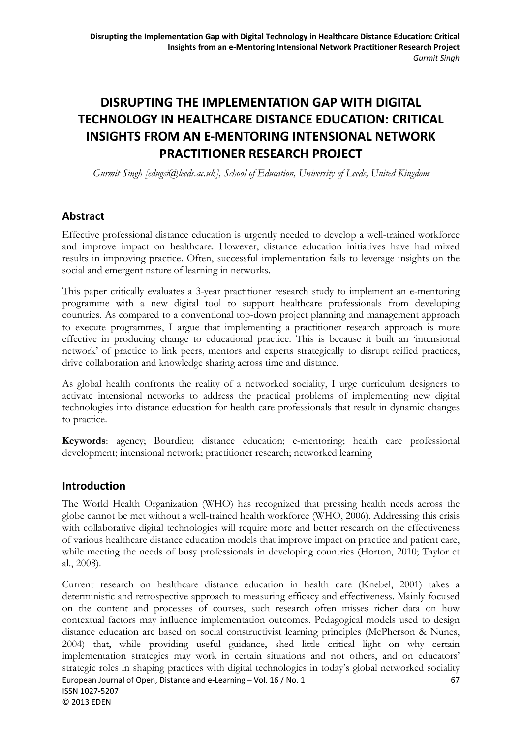# DISRUPTING THE IMPLEMENTATION GAP WITH DIGITAL TECHNOLOGY IN HEALTHCARE DISTANCE EDUCATION: CRITICAL INSIGHTS FROM AN E-MENTORING INTENSIONAL NETWORK PRACTITIONER RESEARCH PROJECT

*Gurmit Singh [edugsi@leeds.ac.uk], School of Education, University of Leeds, United Kingdom*

## Abstract

Effective professional distance education is urgently needed to develop a well-trained workforce and improve impact on healthcare. However, distance education initiatives have had mixed results in improving practice. Often, successful implementation fails to leverage insights on the social and emergent nature of learning in networks.

This paper critically evaluates a 3-year practitioner research study to implement an e-mentoring programme with a new digital tool to support healthcare professionals from developing countries. As compared to a conventional top-down project planning and management approach to execute programmes, I argue that implementing a practitioner research approach is more effective in producing change to educational practice. This is because it built an 'intensional network' of practice to link peers, mentors and experts strategically to disrupt reified practices, drive collaboration and knowledge sharing across time and distance.

As global health confronts the reality of a networked sociality, I urge curriculum designers to activate intensional networks to address the practical problems of implementing new digital technologies into distance education for health care professionals that result in dynamic changes to practice.

**Keywords**: agency; Bourdieu; distance education; e-mentoring; health care professional development; intensional network; practitioner research; networked learning

## Introduction

The World Health Organization (WHO) has recognized that pressing health needs across the globe cannot be met without a well-trained health workforce (WHO, 2006). Addressing this crisis with collaborative digital technologies will require more and better research on the effectiveness of various healthcare distance education models that improve impact on practice and patient care, while meeting the needs of busy professionals in developing countries (Horton, 2010; Taylor et al., 2008).

Current research on healthcare distance education in health care (Knebel, 2001) takes a deterministic and retrospective approach to measuring efficacy and effectiveness. Mainly focused on the content and processes of courses, such research often misses richer data on how contextual factors may influence implementation outcomes. Pedagogical models used to design distance education are based on social constructivist learning principles (McPherson & Nunes, 2004) that, while providing useful guidance, shed little critical light on why certain implementation strategies may work in certain situations and not others, and on educators' strategic roles in shaping practices with digital technologies in today's global networked sociality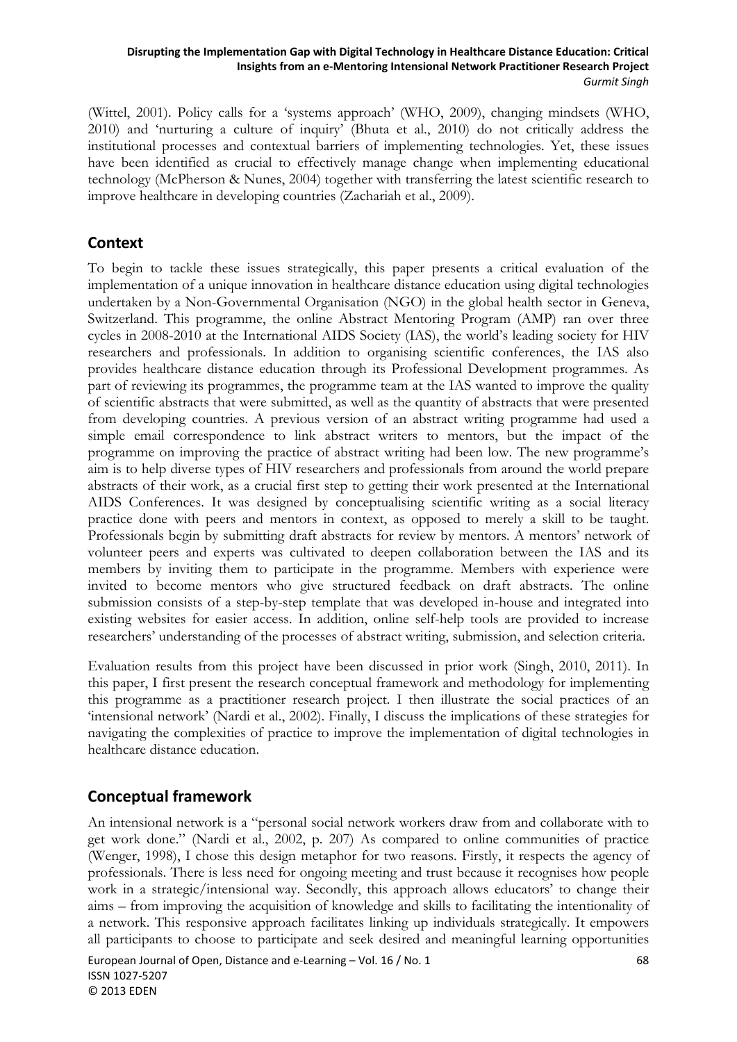(Wittel, 2001). Policy calls for a 'systems approach' (WHO, 2009), changing mindsets (WHO, 2010) and 'nurturing a culture of inquiry' (Bhuta et al., 2010) do not critically address the institutional processes and contextual barriers of implementing technologies. Yet, these issues have been identified as crucial to effectively manage change when implementing educational technology (McPherson & Nunes, 2004) together with transferring the latest scientific research to improve healthcare in developing countries (Zachariah et al., 2009).

## Context

To begin to tackle these issues strategically, this paper presents a critical evaluation of the implementation of a unique innovation in healthcare distance education using digital technologies undertaken by a Non-Governmental Organisation (NGO) in the global health sector in Geneva, Switzerland. This programme, the online Abstract Mentoring Program (AMP) ran over three cycles in 2008-2010 at the International AIDS Society (IAS), the world's leading society for HIV researchers and professionals. In addition to organising scientific conferences, the IAS also provides healthcare distance education through its Professional Development programmes. As part of reviewing its programmes, the programme team at the IAS wanted to improve the quality of scientific abstracts that were submitted, as well as the quantity of abstracts that were presented from developing countries. A previous version of an abstract writing programme had used a simple email correspondence to link abstract writers to mentors, but the impact of the programme on improving the practice of abstract writing had been low. The new programme's aim is to help diverse types of HIV researchers and professionals from around the world prepare abstracts of their work, as a crucial first step to getting their work presented at the International AIDS Conferences. It was designed by conceptualising scientific writing as a social literacy practice done with peers and mentors in context, as opposed to merely a skill to be taught. Professionals begin by submitting draft abstracts for review by mentors. A mentors' network of volunteer peers and experts was cultivated to deepen collaboration between the IAS and its members by inviting them to participate in the programme. Members with experience were invited to become mentors who give structured feedback on draft abstracts. The online submission consists of a step-by-step template that was developed in-house and integrated into existing websites for easier access. In addition, online self-help tools are provided to increase researchers' understanding of the processes of abstract writing, submission, and selection criteria.

Evaluation results from this project have been discussed in prior work (Singh, 2010, 2011). In this paper, I first present the research conceptual framework and methodology for implementing this programme as a practitioner research project. I then illustrate the social practices of an 'intensional network' (Nardi et al., 2002). Finally, I discuss the implications of these strategies for navigating the complexities of practice to improve the implementation of digital technologies in healthcare distance education.

## Conceptual framework

An intensional network is a "personal social network workers draw from and collaborate with to get work done." (Nardi et al., 2002, p. 207) As compared to online communities of practice (Wenger, 1998), I chose this design metaphor for two reasons. Firstly, it respects the agency of professionals. There is less need for ongoing meeting and trust because it recognises how people work in a strategic/intensional way. Secondly, this approach allows educators' to change their aims – from improving the acquisition of knowledge and skills to facilitating the intentionality of a network. This responsive approach facilitates linking up individuals strategically. It empowers all participants to choose to participate and seek desired and meaningful learning opportunities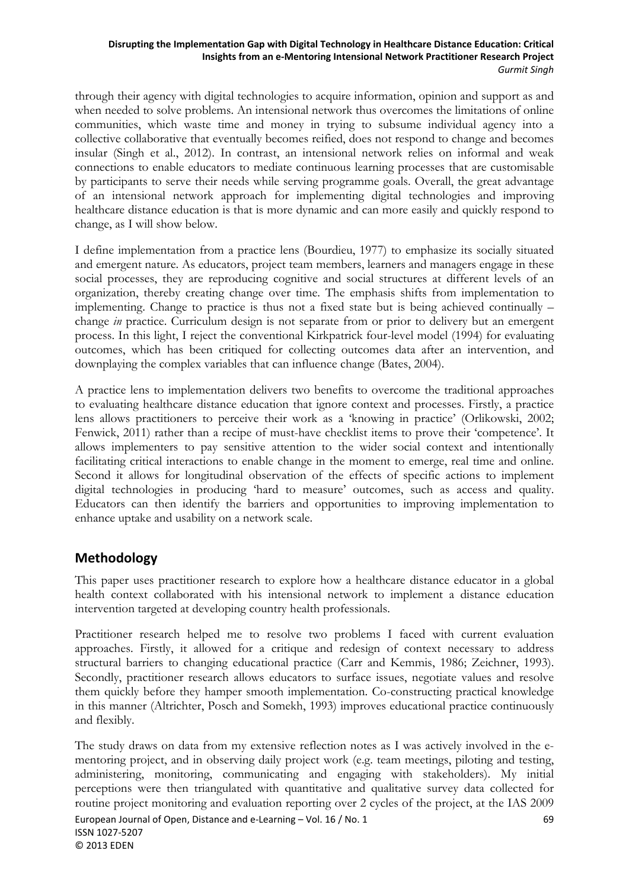through their agency with digital technologies to acquire information, opinion and support as and when needed to solve problems. An intensional network thus overcomes the limitations of online communities, which waste time and money in trying to subsume individual agency into a collective collaborative that eventually becomes reified, does not respond to change and becomes insular (Singh et al., 2012). In contrast, an intensional network relies on informal and weak connections to enable educators to mediate continuous learning processes that are customisable by participants to serve their needs while serving programme goals. Overall, the great advantage of an intensional network approach for implementing digital technologies and improving healthcare distance education is that is more dynamic and can more easily and quickly respond to change, as I will show below.

I define implementation from a practice lens (Bourdieu, 1977) to emphasize its socially situated and emergent nature. As educators, project team members, learners and managers engage in these social processes, they are reproducing cognitive and social structures at different levels of an organization, thereby creating change over time. The emphasis shifts from implementation to implementing. Change to practice is thus not a fixed state but is being achieved continually – change *in* practice. Curriculum design is not separate from or prior to delivery but an emergent process. In this light, I reject the conventional Kirkpatrick four-level model (1994) for evaluating outcomes, which has been critiqued for collecting outcomes data after an intervention, and downplaying the complex variables that can influence change (Bates, 2004).

A practice lens to implementation delivers two benefits to overcome the traditional approaches to evaluating healthcare distance education that ignore context and processes. Firstly, a practice lens allows practitioners to perceive their work as a 'knowing in practice' (Orlikowski, 2002; Fenwick, 2011) rather than a recipe of must-have checklist items to prove their 'competence'. It allows implementers to pay sensitive attention to the wider social context and intentionally facilitating critical interactions to enable change in the moment to emerge, real time and online. Second it allows for longitudinal observation of the effects of specific actions to implement digital technologies in producing 'hard to measure' outcomes, such as access and quality. Educators can then identify the barriers and opportunities to improving implementation to enhance uptake and usability on a network scale.

## Methodology

This paper uses practitioner research to explore how a healthcare distance educator in a global health context collaborated with his intensional network to implement a distance education intervention targeted at developing country health professionals.

Practitioner research helped me to resolve two problems I faced with current evaluation approaches. Firstly, it allowed for a critique and redesign of context necessary to address structural barriers to changing educational practice (Carr and Kemmis, 1986; Zeichner, 1993). Secondly, practitioner research allows educators to surface issues, negotiate values and resolve them quickly before they hamper smooth implementation. Co-constructing practical knowledge in this manner (Altrichter, Posch and Somekh, 1993) improves educational practice continuously and flexibly.

The study draws on data from my extensive reflection notes as I was actively involved in the e-mentoring project, and in observing daily project work (e.g. team meetings, piloting and testing, administering, monitoring, communicating and engaging with stakeholders). My initial perceptions were then triangulated with quantitative and qualitative survey data collected for routine project monitoring and evaluation reporting over 2 cycles of the project, at the IAS 2009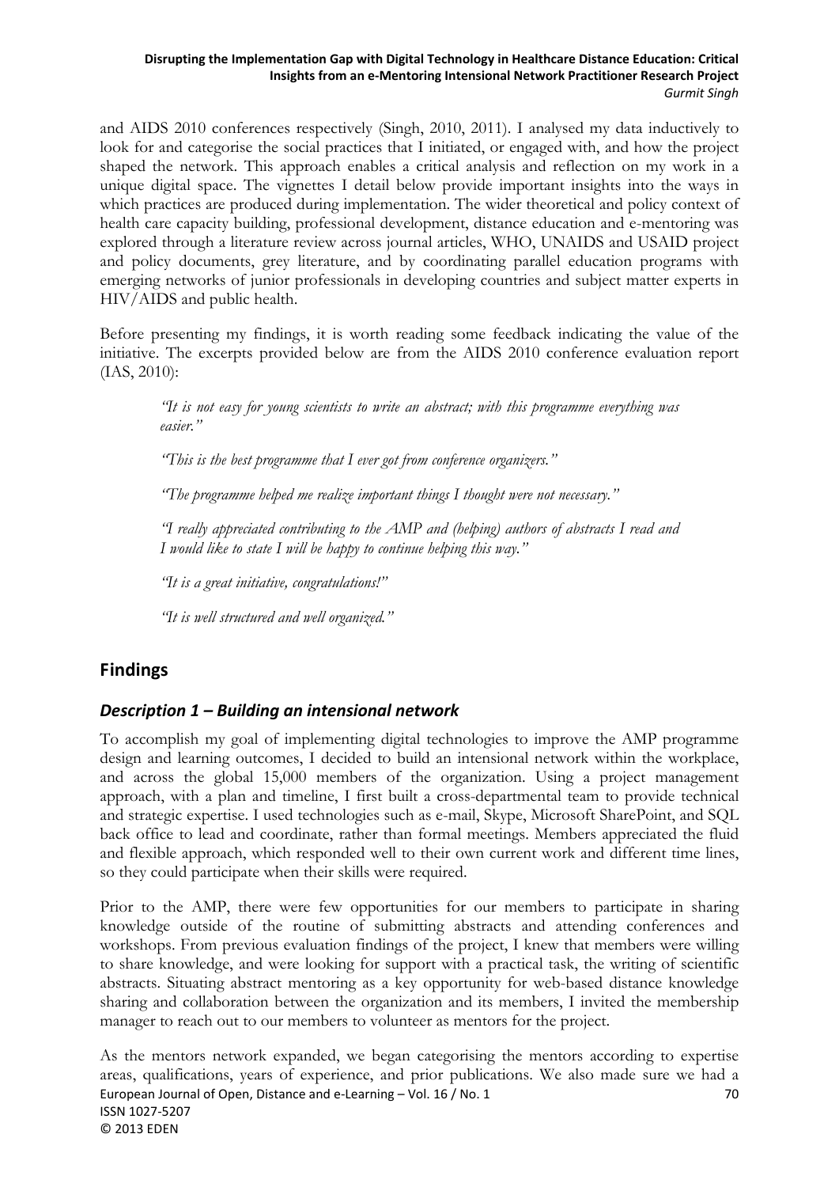and AIDS 2010 conferences respectively (Singh, 2010, 2011). I analysed my data inductively to look for and categorise the social practices that I initiated, or engaged with, and how the project shaped the network. This approach enables a critical analysis and reflection on my work in a unique digital space. The vignettes I detail below provide important insights into the ways in which practices are produced during implementation. The wider theoretical and policy context of health care capacity building, professional development, distance education and e-mentoring was explored through a literature review across journal articles, WHO, UNAIDS and USAID project and policy documents, grey literature, and by coordinating parallel education programs with emerging networks of junior professionals in developing countries and subject matter experts in HIV/AIDS and public health.

Before presenting my findings, it is worth reading some feedback indicating the value of the initiative. The excerpts provided below are from the AIDS 2010 conference evaluation report (IAS, 2010):

> *"It is not easy for young scientists to write an abstract; with this programme everything was easier."*
>
> *"This is the best programme that I ever got from conference organizers."*
>
> *"The programme helped me realize important things I thought were not necessary."*
>
> *"I really appreciated contributing to the AMP and (helping) authors of abstracts I read and I would like to state I will be happy to continue helping this way."*
>
> *"It is a great initiative, congratulations!"*
>
> *"It is well structured and well organized."*

## Findings

### *Description 1 – Building an intensional network*

To accomplish my goal of implementing digital technologies to improve the AMP programme design and learning outcomes, I decided to build an intensional network within the workplace, and across the global 15,000 members of the organization. Using a project management approach, with a plan and timeline, I first built a cross-departmental team to provide technical and strategic expertise. I used technologies such as e-mail, Skype, Microsoft SharePoint, and SQL back office to lead and coordinate, rather than formal meetings. Members appreciated the fluid and flexible approach, which responded well to their own current work and different time lines, so they could participate when their skills were required.

Prior to the AMP, there were few opportunities for our members to participate in sharing knowledge outside of the routine of submitting abstracts and attending conferences and workshops. From previous evaluation findings of the project, I knew that members were willing to share knowledge, and were looking for support with a practical task, the writing of scientific abstracts. Situating abstract mentoring as a key opportunity for web-based distance knowledge sharing and collaboration between the organization and its members, I invited the membership manager to reach out to our members to volunteer as mentors for the project.

As the mentors network expanded, we began categorising the mentors according to expertise areas, qualifications, years of experience, and prior publications. We also made sure we had a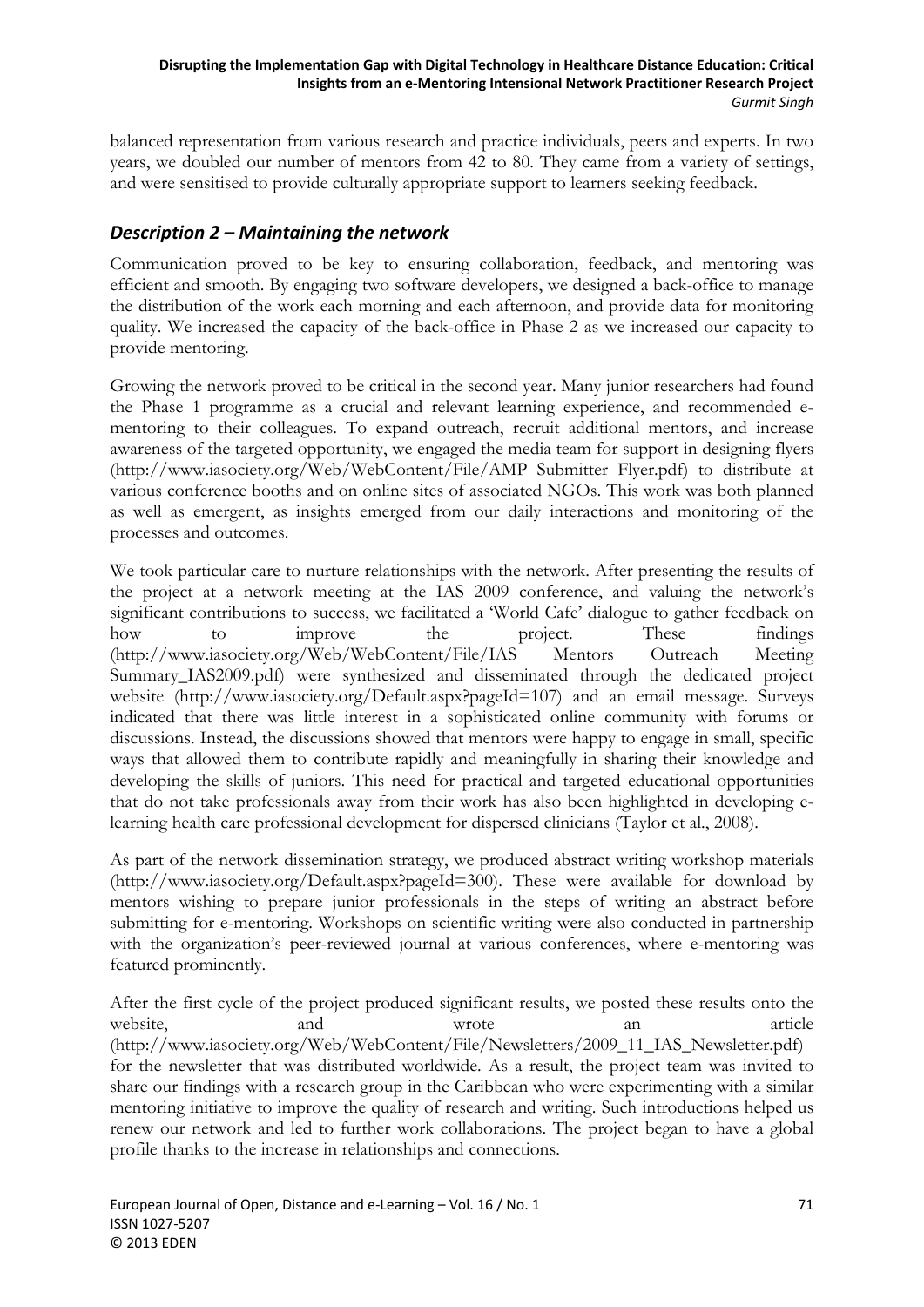balanced representation from various research and practice individuals, peers and experts. In two years, we doubled our number of mentors from 42 to 80. They came from a variety of settings, and were sensitised to provide culturally appropriate support to learners seeking feedback.

## *Description 2 – Maintaining the network*

Communication proved to be key to ensuring collaboration, feedback, and mentoring was efficient and smooth. By engaging two software developers, we designed a back-office to manage the distribution of the work each morning and each afternoon, and provide data for monitoring quality. We increased the capacity of the back-office in Phase 2 as we increased our capacity to provide mentoring.

Growing the network proved to be critical in the second year. Many junior researchers had found the Phase 1 programme as a crucial and relevant learning experience, and recommended e-mentoring to their colleagues. To expand outreach, recruit additional mentors, and increase awareness of the targeted opportunity, we engaged the media team for support in designing flyers (http://www.iasociety.org/Web/WebContent/File/AMP Submitter Flyer.pdf) to distribute at various conference booths and on online sites of associated NGOs. This work was both planned as well as emergent, as insights emerged from our daily interactions and monitoring of the processes and outcomes.

We took particular care to nurture relationships with the network. After presenting the results of the project at a network meeting at the IAS 2009 conference, and valuing the network's significant contributions to success, we facilitated a 'World Cafe' dialogue to gather feedback on how to improve the project. These findings (http://www.iasociety.org/Web/WebContent/File/IAS Mentors Outreach Meeting Summary_IAS2009.pdf) were synthesized and disseminated through the dedicated project website (http://www.iasociety.org/Default.aspx?pageId=107) and an email message. Surveys indicated that there was little interest in a sophisticated online community with forums or discussions. Instead, the discussions showed that mentors were happy to engage in small, specific ways that allowed them to contribute rapidly and meaningfully in sharing their knowledge and developing the skills of juniors. This need for practical and targeted educational opportunities that do not take professionals away from their work has also been highlighted in developing e-learning health care professional development for dispersed clinicians (Taylor et al., 2008).

As part of the network dissemination strategy, we produced abstract writing workshop materials (http://www.iasociety.org/Default.aspx?pageId=300). These were available for download by mentors wishing to prepare junior professionals in the steps of writing an abstract before submitting for e-mentoring. Workshops on scientific writing were also conducted in partnership with the organization's peer-reviewed journal at various conferences, where e-mentoring was featured prominently.

After the first cycle of the project produced significant results, we posted these results onto the website, and wrote an article (http://www.iasociety.org/Web/WebContent/File/Newsletters/2009_11_IAS_Newsletter.pdf) for the newsletter that was distributed worldwide. As a result, the project team was invited to share our findings with a research group in the Caribbean who were experimenting with a similar mentoring initiative to improve the quality of research and writing. Such introductions helped us renew our network and led to further work collaborations. The project began to have a global profile thanks to the increase in relationships and connections.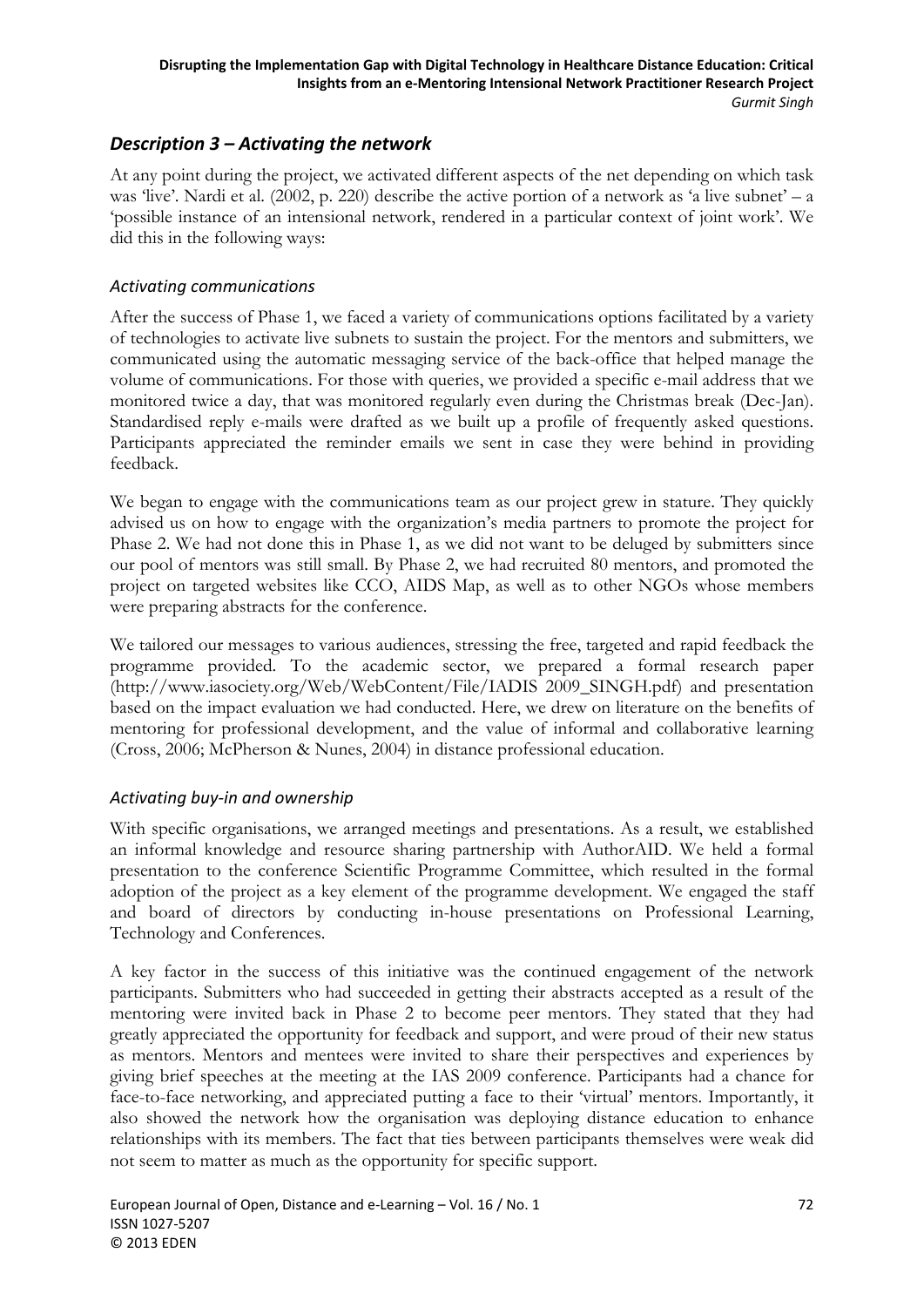## *Description 3 – Activating the network*

At any point during the project, we activated different aspects of the net depending on which task was 'live'. Nardi et al. (2002, p. 220) describe the active portion of a network as 'a live subnet' – a 'possible instance of an intensional network, rendered in a particular context of joint work'. We did this in the following ways:

### *Activating communications*

After the success of Phase 1, we faced a variety of communications options facilitated by a variety of technologies to activate live subnets to sustain the project. For the mentors and submitters, we communicated using the automatic messaging service of the back-office that helped manage the volume of communications. For those with queries, we provided a specific e-mail address that we monitored twice a day, that was monitored regularly even during the Christmas break (Dec-Jan). Standardised reply e-mails were drafted as we built up a profile of frequently asked questions. Participants appreciated the reminder emails we sent in case they were behind in providing feedback.

We began to engage with the communications team as our project grew in stature. They quickly advised us on how to engage with the organization's media partners to promote the project for Phase 2. We had not done this in Phase 1, as we did not want to be deluged by submitters since our pool of mentors was still small. By Phase 2, we had recruited 80 mentors, and promoted the project on targeted websites like CCO, AIDS Map, as well as to other NGOs whose members were preparing abstracts for the conference.

We tailored our messages to various audiences, stressing the free, targeted and rapid feedback the programme provided. To the academic sector, we prepared a formal research paper (http://www.iasociety.org/Web/WebContent/File/IADIS 2009_SINGH.pdf) and presentation based on the impact evaluation we had conducted. Here, we drew on literature on the benefits of mentoring for professional development, and the value of informal and collaborative learning (Cross, 2006; McPherson & Nunes, 2004) in distance professional education.

### *Activating buy-in and ownership*

With specific organisations, we arranged meetings and presentations. As a result, we established an informal knowledge and resource sharing partnership with AuthorAID. We held a formal presentation to the conference Scientific Programme Committee, which resulted in the formal adoption of the project as a key element of the programme development. We engaged the staff and board of directors by conducting in-house presentations on Professional Learning, Technology and Conferences.

A key factor in the success of this initiative was the continued engagement of the network participants. Submitters who had succeeded in getting their abstracts accepted as a result of the mentoring were invited back in Phase 2 to become peer mentors. They stated that they had greatly appreciated the opportunity for feedback and support, and were proud of their new status as mentors. Mentors and mentees were invited to share their perspectives and experiences by giving brief speeches at the meeting at the IAS 2009 conference. Participants had a chance for face-to-face networking, and appreciated putting a face to their 'virtual' mentors. Importantly, it also showed the network how the organisation was deploying distance education to enhance relationships with its members. The fact that ties between participants themselves were weak did not seem to matter as much as the opportunity for specific support.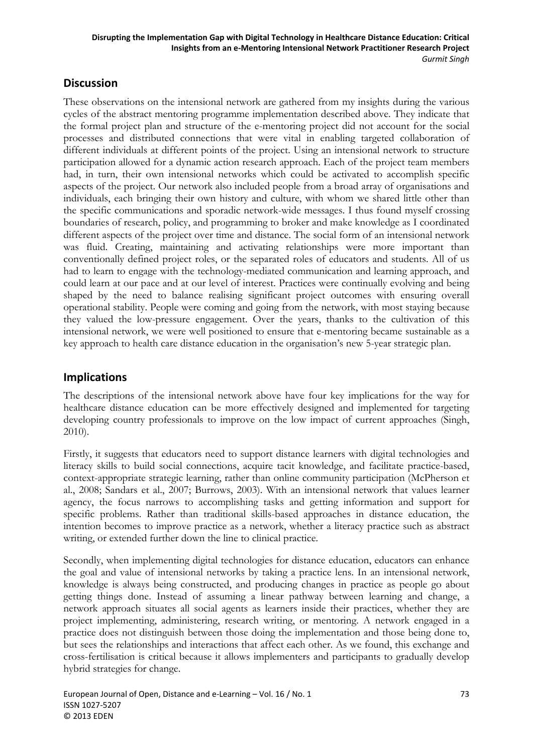## Discussion

These observations on the intensional network are gathered from my insights during the various cycles of the abstract mentoring programme implementation described above. They indicate that the formal project plan and structure of the e-mentoring project did not account for the social processes and distributed connections that were vital in enabling targeted collaboration of different individuals at different points of the project. Using an intensional network to structure participation allowed for a dynamic action research approach. Each of the project team members had, in turn, their own intensional networks which could be activated to accomplish specific aspects of the project. Our network also included people from a broad array of organisations and individuals, each bringing their own history and culture, with whom we shared little other than the specific communications and sporadic network-wide messages. I thus found myself crossing boundaries of research, policy, and programming to broker and make knowledge as I coordinated different aspects of the project over time and distance. The social form of an intensional network was fluid. Creating, maintaining and activating relationships were more important than conventionally defined project roles, or the separated roles of educators and students. All of us had to learn to engage with the technology-mediated communication and learning approach, and could learn at our pace and at our level of interest. Practices were continually evolving and being shaped by the need to balance realising significant project outcomes with ensuring overall operational stability. People were coming and going from the network, with most staying because they valued the low-pressure engagement. Over the years, thanks to the cultivation of this intensional network, we were well positioned to ensure that e-mentoring became sustainable as a key approach to health care distance education in the organisation's new 5-year strategic plan.

## Implications

The descriptions of the intensional network above have four key implications for the way for healthcare distance education can be more effectively designed and implemented for targeting developing country professionals to improve on the low impact of current approaches (Singh, 2010).

Firstly, it suggests that educators need to support distance learners with digital technologies and literacy skills to build social connections, acquire tacit knowledge, and facilitate practice-based, context-appropriate strategic learning, rather than online community participation (McPherson et al., 2008; Sandars et al., 2007; Burrows, 2003). With an intensional network that values learner agency, the focus narrows to accomplishing tasks and getting information and support for specific problems. Rather than traditional skills-based approaches in distance education, the intention becomes to improve practice as a network, whether a literacy practice such as abstract writing, or extended further down the line to clinical practice.

Secondly, when implementing digital technologies for distance education, educators can enhance the goal and value of intensional networks by taking a practice lens. In an intensional network, knowledge is always being constructed, and producing changes in practice as people go about getting things done. Instead of assuming a linear pathway between learning and change, a network approach situates all social agents as learners inside their practices, whether they are project implementing, administering, research writing, or mentoring. A network engaged in a practice does not distinguish between those doing the implementation and those being done to, but sees the relationships and interactions that affect each other. As we found, this exchange and cross-fertilisation is critical because it allows implementers and participants to gradually develop hybrid strategies for change.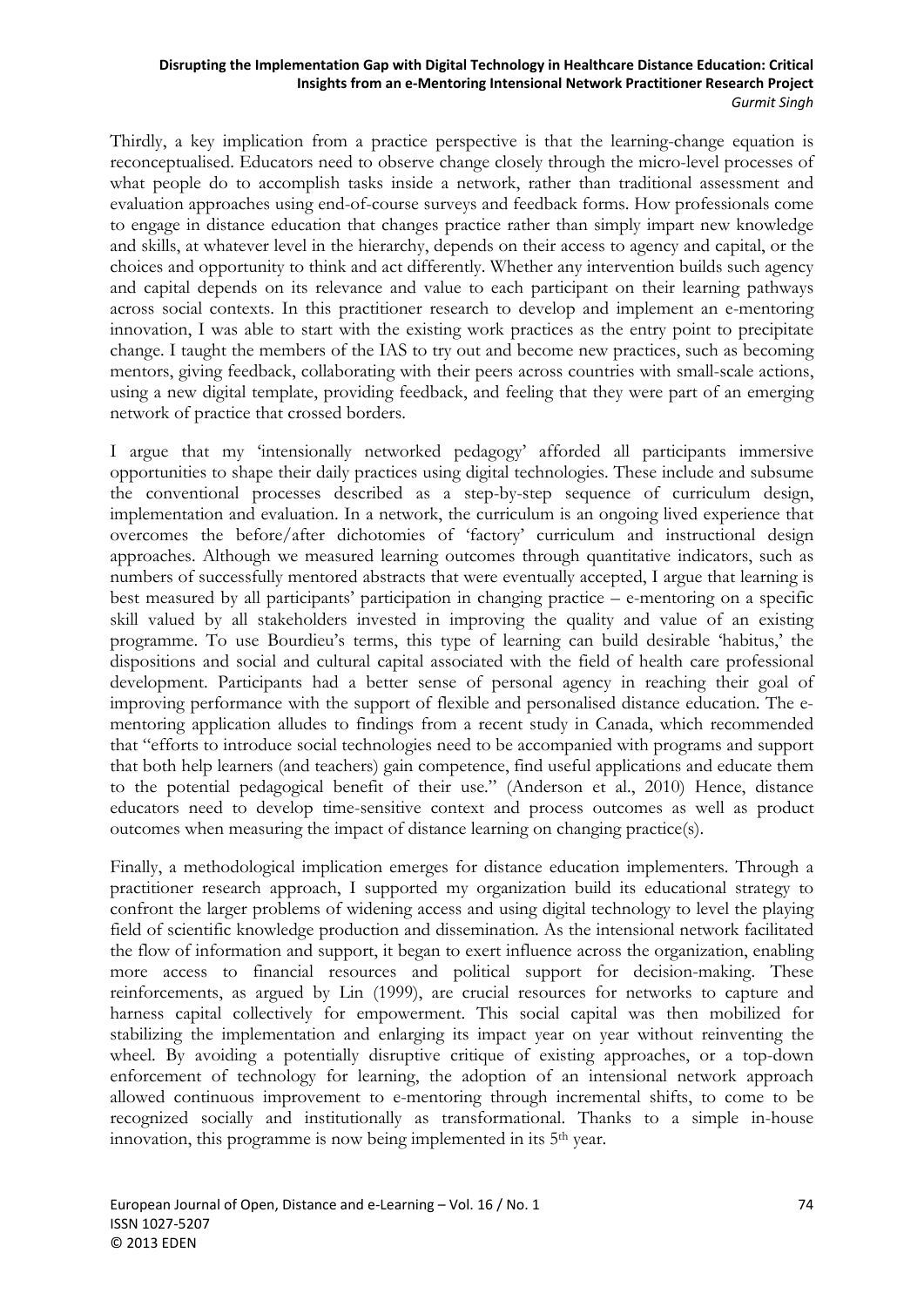Thirdly, a key implication from a practice perspective is that the learning-change equation is reconceptualised. Educators need to observe change closely through the micro-level processes of what people do to accomplish tasks inside a network, rather than traditional assessment and evaluation approaches using end-of-course surveys and feedback forms. How professionals come to engage in distance education that changes practice rather than simply impart new knowledge and skills, at whatever level in the hierarchy, depends on their access to agency and capital, or the choices and opportunity to think and act differently. Whether any intervention builds such agency and capital depends on its relevance and value to each participant on their learning pathways across social contexts. In this practitioner research to develop and implement an e-mentoring innovation, I was able to start with the existing work practices as the entry point to precipitate change. I taught the members of the IAS to try out and become new practices, such as becoming mentors, giving feedback, collaborating with their peers across countries with small-scale actions, using a new digital template, providing feedback, and feeling that they were part of an emerging network of practice that crossed borders.

I argue that my 'intensionally networked pedagogy' afforded all participants immersive opportunities to shape their daily practices using digital technologies. These include and subsume the conventional processes described as a step-by-step sequence of curriculum design, implementation and evaluation. In a network, the curriculum is an ongoing lived experience that overcomes the before/after dichotomies of 'factory' curriculum and instructional design approaches. Although we measured learning outcomes through quantitative indicators, such as numbers of successfully mentored abstracts that were eventually accepted, I argue that learning is best measured by all participants' participation in changing practice – e-mentoring on a specific skill valued by all stakeholders invested in improving the quality and value of an existing programme. To use Bourdieu's terms, this type of learning can build desirable 'habitus,' the dispositions and social and cultural capital associated with the field of health care professional development. Participants had a better sense of personal agency in reaching their goal of improving performance with the support of flexible and personalised distance education. The e-mentoring application alludes to findings from a recent study in Canada, which recommended that "efforts to introduce social technologies need to be accompanied with programs and support that both help learners (and teachers) gain competence, find useful applications and educate them to the potential pedagogical benefit of their use." (Anderson et al., 2010) Hence, distance educators need to develop time-sensitive context and process outcomes as well as product outcomes when measuring the impact of distance learning on changing practice(s).

Finally, a methodological implication emerges for distance education implementers. Through a practitioner research approach, I supported my organization build its educational strategy to confront the larger problems of widening access and using digital technology to level the playing field of scientific knowledge production and dissemination. As the intensional network facilitated the flow of information and support, it began to exert influence across the organization, enabling more access to financial resources and political support for decision-making. These reinforcements, as argued by Lin (1999), are crucial resources for networks to capture and harness capital collectively for empowerment. This social capital was then mobilized for stabilizing the implementation and enlarging its impact year on year without reinventing the wheel. By avoiding a potentially disruptive critique of existing approaches, or a top-down enforcement of technology for learning, the adoption of an intensional network approach allowed continuous improvement to e-mentoring through incremental shifts, to come to be recognized socially and institutionally as transformational. Thanks to a simple in-house innovation, this programme is now being implemented in its 5th year.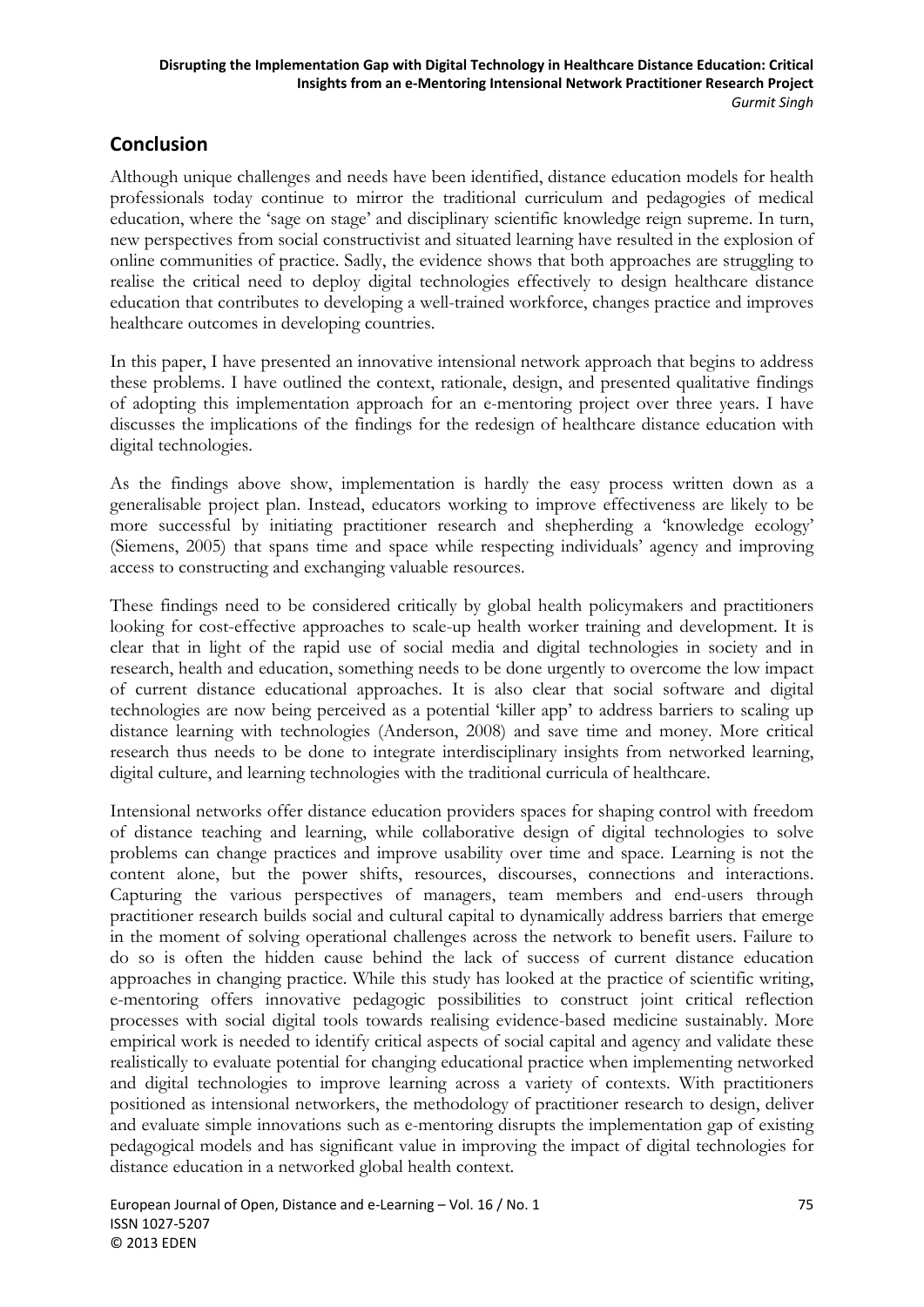## Conclusion

Although unique challenges and needs have been identified, distance education models for health professionals today continue to mirror the traditional curriculum and pedagogies of medical education, where the 'sage on stage' and disciplinary scientific knowledge reign supreme. In turn, new perspectives from social constructivist and situated learning have resulted in the explosion of online communities of practice. Sadly, the evidence shows that both approaches are struggling to realise the critical need to deploy digital technologies effectively to design healthcare distance education that contributes to developing a well-trained workforce, changes practice and improves healthcare outcomes in developing countries.

In this paper, I have presented an innovative intensional network approach that begins to address these problems. I have outlined the context, rationale, design, and presented qualitative findings of adopting this implementation approach for an e-mentoring project over three years. I have discusses the implications of the findings for the redesign of healthcare distance education with digital technologies.

As the findings above show, implementation is hardly the easy process written down as a generalisable project plan. Instead, educators working to improve effectiveness are likely to be more successful by initiating practitioner research and shepherding a 'knowledge ecology' (Siemens, 2005) that spans time and space while respecting individuals' agency and improving access to constructing and exchanging valuable resources.

These findings need to be considered critically by global health policymakers and practitioners looking for cost-effective approaches to scale-up health worker training and development. It is clear that in light of the rapid use of social media and digital technologies in society and in research, health and education, something needs to be done urgently to overcome the low impact of current distance educational approaches. It is also clear that social software and digital technologies are now being perceived as a potential 'killer app' to address barriers to scaling up distance learning with technologies (Anderson, 2008) and save time and money. More critical research thus needs to be done to integrate interdisciplinary insights from networked learning, digital culture, and learning technologies with the traditional curricula of healthcare.

Intensional networks offer distance education providers spaces for shaping control with freedom of distance teaching and learning, while collaborative design of digital technologies to solve problems can change practices and improve usability over time and space. Learning is not the content alone, but the power shifts, resources, discourses, connections and interactions. Capturing the various perspectives of managers, team members and end-users through practitioner research builds social and cultural capital to dynamically address barriers that emerge in the moment of solving operational challenges across the network to benefit users. Failure to do so is often the hidden cause behind the lack of success of current distance education approaches in changing practice. While this study has looked at the practice of scientific writing, e-mentoring offers innovative pedagogic possibilities to construct joint critical reflection processes with social digital tools towards realising evidence-based medicine sustainably. More empirical work is needed to identify critical aspects of social capital and agency and validate these realistically to evaluate potential for changing educational practice when implementing networked and digital technologies to improve learning across a variety of contexts. With practitioners positioned as intensional networkers, the methodology of practitioner research to design, deliver and evaluate simple innovations such as e-mentoring disrupts the implementation gap of existing pedagogical models and has significant value in improving the impact of digital technologies for distance education in a networked global health context.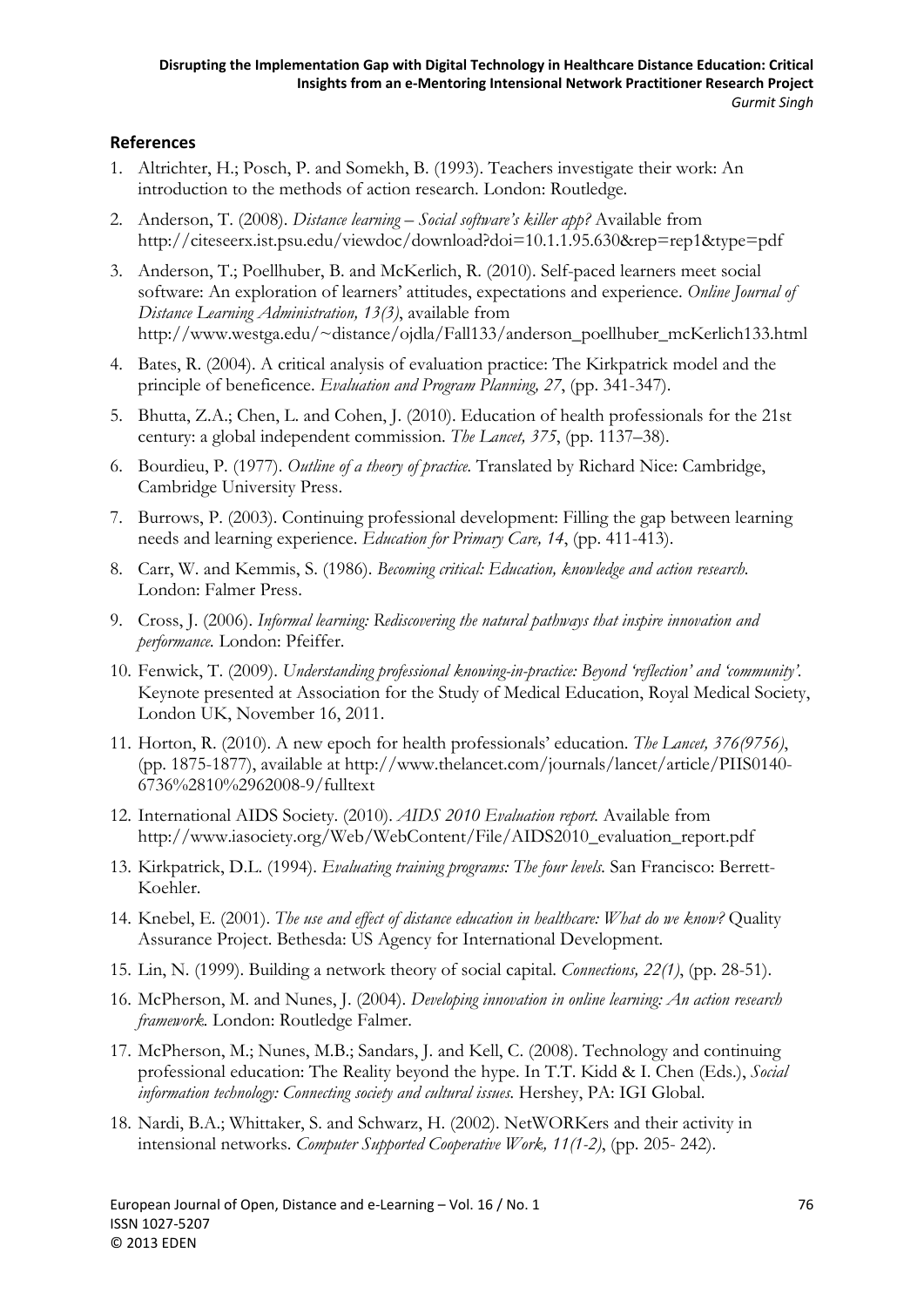## References

1. Altrichter, H.; Posch, P. and Somekh, B. (1993). Teachers investigate their work: An introduction to the methods of action research. London: Routledge.
2. Anderson, T. (2008). *Distance learning – Social software's killer app?* Available from http://citeseerx.ist.psu.edu/viewdoc/download?doi=10.1.1.95.630&rep=rep1&type=pdf
3. Anderson, T.; Poellhuber, B. and McKerlich, R. (2010). Self-paced learners meet social software: An exploration of learners' attitudes, expectations and experience. *Online Journal of Distance Learning Administration, 13(3)*, available from http://www.westga.edu/~distance/ojdla/Fall133/anderson_poellhuber_mcKerlich133.html
4. Bates, R. (2004). A critical analysis of evaluation practice: The Kirkpatrick model and the principle of beneficence. *Evaluation and Program Planning, 27*, (pp. 341-347).
5. Bhutta, Z.A.; Chen, L. and Cohen, J. (2010). Education of health professionals for the 21st century: a global independent commission. *The Lancet, 375*, (pp. 1137–38).
6. Bourdieu, P. (1977). *Outline of a theory of practice.* Translated by Richard Nice: Cambridge, Cambridge University Press.
7. Burrows, P. (2003). Continuing professional development: Filling the gap between learning needs and learning experience. *Education for Primary Care, 14*, (pp. 411-413).
8. Carr, W. and Kemmis, S. (1986). *Becoming critical: Education, knowledge and action research.* London: Falmer Press.
9. Cross, J. (2006). *Informal learning: Rediscovering the natural pathways that inspire innovation and performance.* London: Pfeiffer.
10. Fenwick, T. (2009). *Understanding professional knowing-in-practice: Beyond 'reflection' and 'community'.* Keynote presented at Association for the Study of Medical Education, Royal Medical Society, London UK, November 16, 2011.
11. Horton, R. (2010). A new epoch for health professionals' education. *The Lancet, 376(9756)*, (pp. 1875-1877), available at http://www.thelancet.com/journals/lancet/article/PIIS0140-6736%2810%2962008-9/fulltext
12. International AIDS Society. (2010). *AIDS 2010 Evaluation report.* Available from http://www.iasociety.org/Web/WebContent/File/AIDS2010_evaluation_report.pdf
13. Kirkpatrick, D.L. (1994). *Evaluating training programs: The four levels.* San Francisco: Berrett-Koehler.
14. Knebel, E. (2001). *The use and effect of distance education in healthcare: What do we know?* Quality Assurance Project. Bethesda: US Agency for International Development.
15. Lin, N. (1999). Building a network theory of social capital. *Connections, 22(1)*, (pp. 28-51).
16. McPherson, M. and Nunes, J. (2004). *Developing innovation in online learning: An action research framework.* London: Routledge Falmer.
17. McPherson, M.; Nunes, M.B.; Sandars, J. and Kell, C. (2008). Technology and continuing professional education: The Reality beyond the hype. In T.T. Kidd & I. Chen (Eds.), *Social information technology: Connecting society and cultural issues.* Hershey, PA: IGI Global.
18. Nardi, B.A.; Whittaker, S. and Schwarz, H. (2002). NetWORKers and their activity in intensional networks. *Computer Supported Cooperative Work, 11(1-2)*, (pp. 205- 242).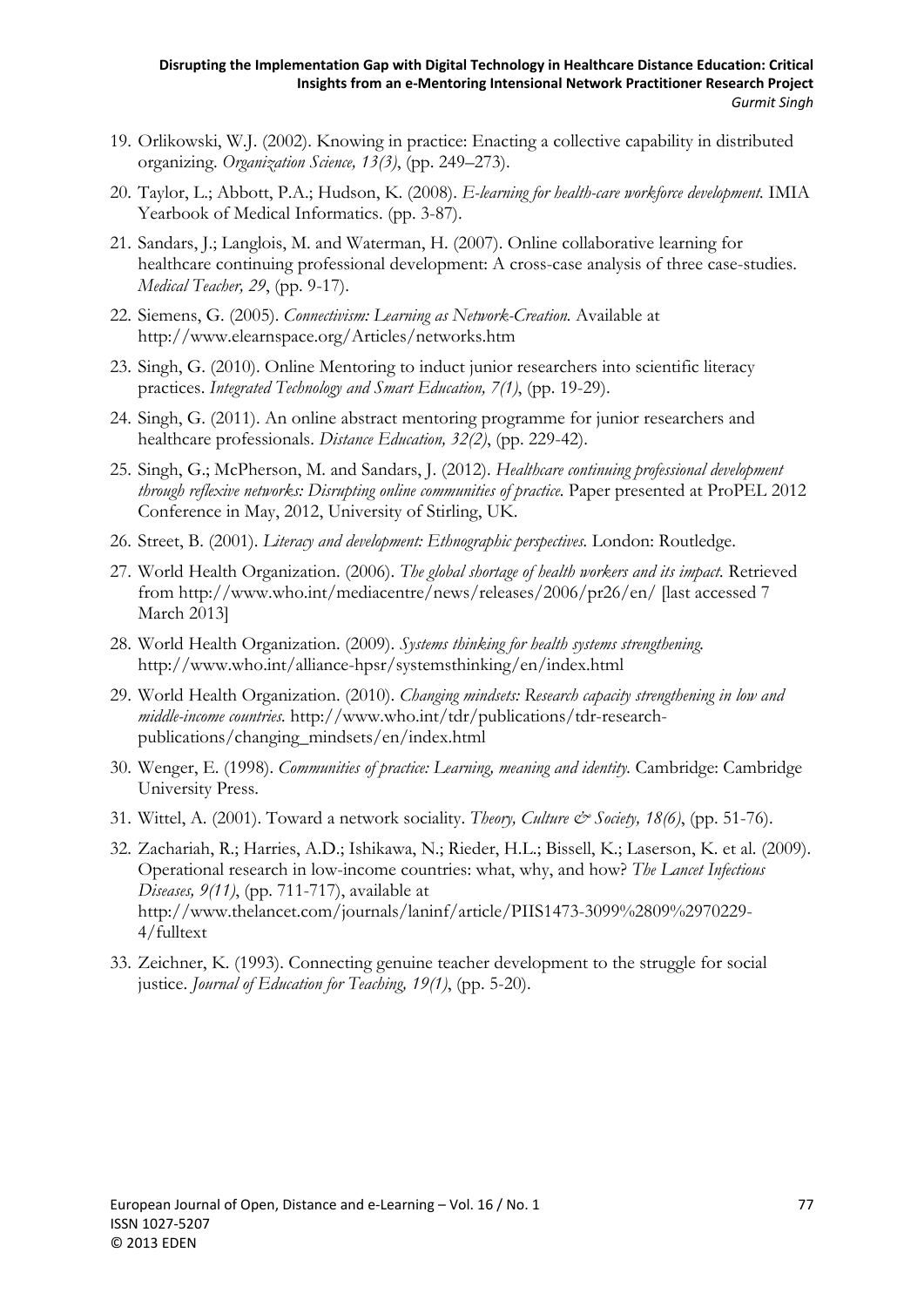19. Orlikowski, W.J. (2002). Knowing in practice: Enacting a collective capability in distributed organizing. *Organization Science, 13(3)*, (pp. 249–273).

20. Taylor, L.; Abbott, P.A.; Hudson, K. (2008). *E-learning for health-care workforce development.* IMIA Yearbook of Medical Informatics. (pp. 3-87).

21. Sandars, J.; Langlois, M. and Waterman, H. (2007). Online collaborative learning for healthcare continuing professional development: A cross-case analysis of three case-studies. *Medical Teacher, 29*, (pp. 9-17).

22. Siemens, G. (2005). *Connectivism: Learning as Network-Creation.* Available at http://www.elearnspace.org/Articles/networks.htm

23. Singh, G. (2010). Online Mentoring to induct junior researchers into scientific literacy practices. *Integrated Technology and Smart Education, 7(1)*, (pp. 19-29).

24. Singh, G. (2011). An online abstract mentoring programme for junior researchers and healthcare professionals. *Distance Education, 32(2)*, (pp. 229-42).

25. Singh, G.; McPherson, M. and Sandars, J. (2012). *Healthcare continuing professional development through reflexive networks: Disrupting online communities of practice.* Paper presented at ProPEL 2012 Conference in May, 2012, University of Stirling, UK.

26. Street, B. (2001). *Literacy and development: Ethnographic perspectives.* London: Routledge.

27. World Health Organization. (2006). *The global shortage of health workers and its impact.* Retrieved from http://www.who.int/mediacentre/news/releases/2006/pr26/en/ [last accessed 7 March 2013]

28. World Health Organization. (2009). *Systems thinking for health systems strengthening.* http://www.who.int/alliance-hpsr/systemsthinking/en/index.html

29. World Health Organization. (2010). *Changing mindsets: Research capacity strengthening in low and middle-income countries.* http://www.who.int/tdr/publications/tdr-research-publications/changing_mindsets/en/index.html

30. Wenger, E. (1998). *Communities of practice: Learning, meaning and identity.* Cambridge: Cambridge University Press.

31. Wittel, A. (2001). Toward a network sociality. *Theory, Culture & Society, 18(6)*, (pp. 51-76).

32. Zachariah, R.; Harries, A.D.; Ishikawa, N.; Rieder, H.L.; Bissell, K.; Laserson, K. et al. (2009). Operational research in low-income countries: what, why, and how? *The Lancet Infectious Diseases, 9(11)*, (pp. 711-717), available at http://www.thelancet.com/journals/laninf/article/PIIS1473-3099%2809%2970229-4/fulltext

33. Zeichner, K. (1993). Connecting genuine teacher development to the struggle for social justice. *Journal of Education for Teaching, 19(1)*, (pp. 5-20).